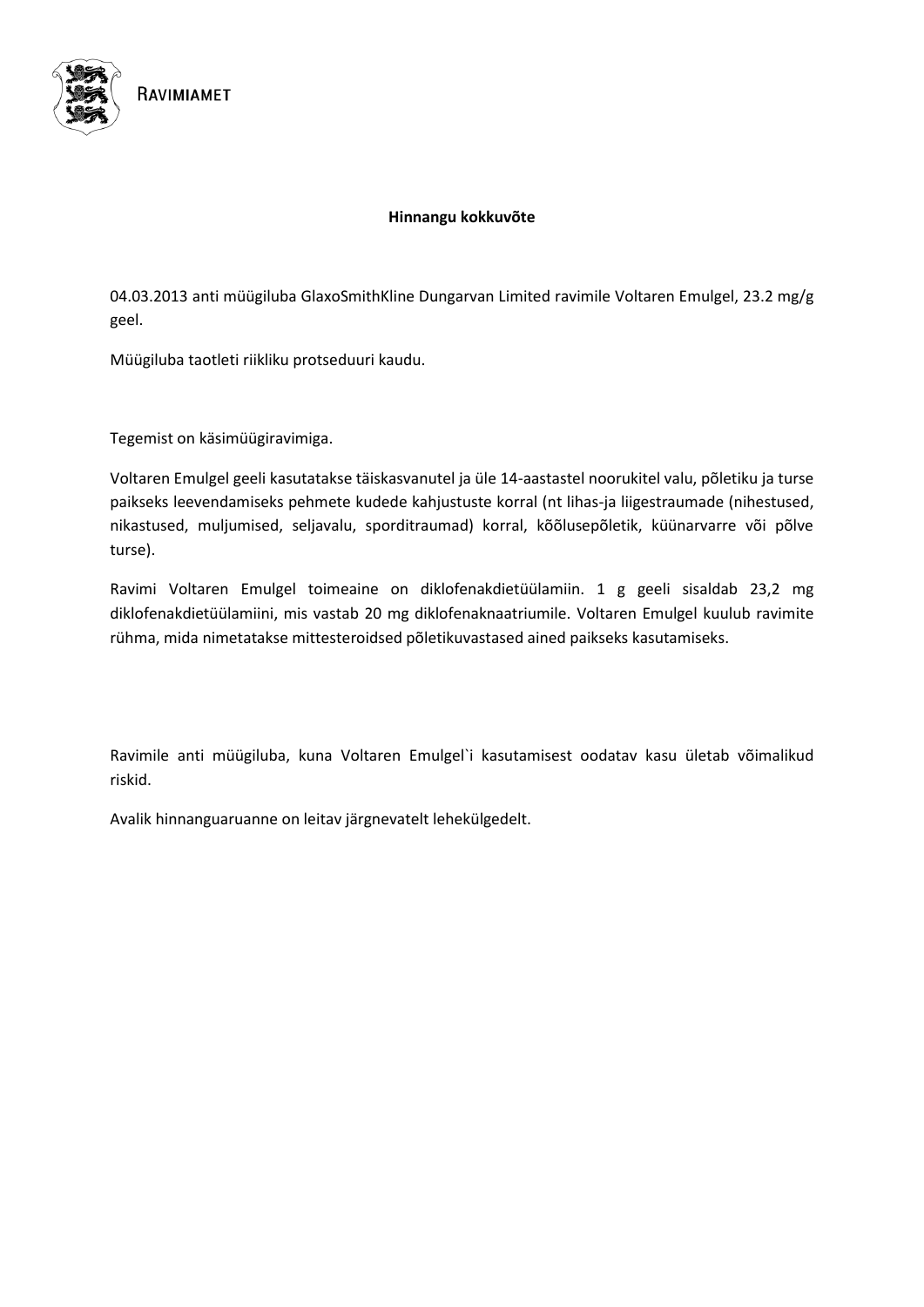RAVIMIAMET

**Hinnangu kokkuvõte**

04.03.2013 anti müügiluba GlaxoSmithKline Dungarvan Limited ravimile Voltaren Emulgel, 23.2 mg/g geel.

Müügiluba taotleti riikliku protseduuri kaudu.

Tegemist on käsimüügiravimiga.

Voltaren Emulgel geeli kasutatakse täiskasvanutel ja üle 14-aastastel noorukitel valu, põletiku ja turse paikseks leevendamiseks pehmete kudede kahjustuste korral (nt lihas-ja liigestraumade (nihestused, nikastused, muljumised, seljavalu, sporditraumad) korral, kõõlusepõletik, küünarvarre või põlve turse).

Ravimi Voltaren Emulgel toimeaine on diklofenakdietüülamiin. 1 g geeli sisaldab 23,2 mg diklofenakdietüülamiini, mis vastab 20 mg diklofenaknaatriumile. Voltaren Emulgel kuulub ravimite rühma, mida nimetatakse mittesteroidsed põletikuvastased ained paikseks kasutamiseks.

Ravimile anti müügiluba, kuna Voltaren Emulgel`i kasutamisest oodatav kasu ületab võimalikud riskid.

Avalik hinnanguaruanne on leitav järgnevatelt lehekülgedelt.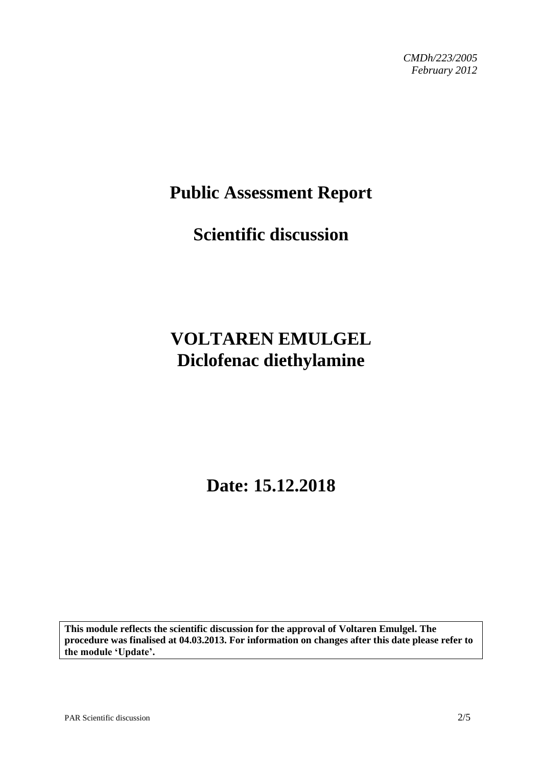*CMDh/223/2005*
*February 2012*

# Public Assessment Report

## Scientific discussion

# VOLTAREN EMULGEL
# Diclofenac diethylamine

## Date: 15.12.2018

**This module reflects the scientific discussion for the approval of Voltaren Emulgel. The procedure was finalised at 04.03.2013. For information on changes after this date please refer to the module 'Update'.**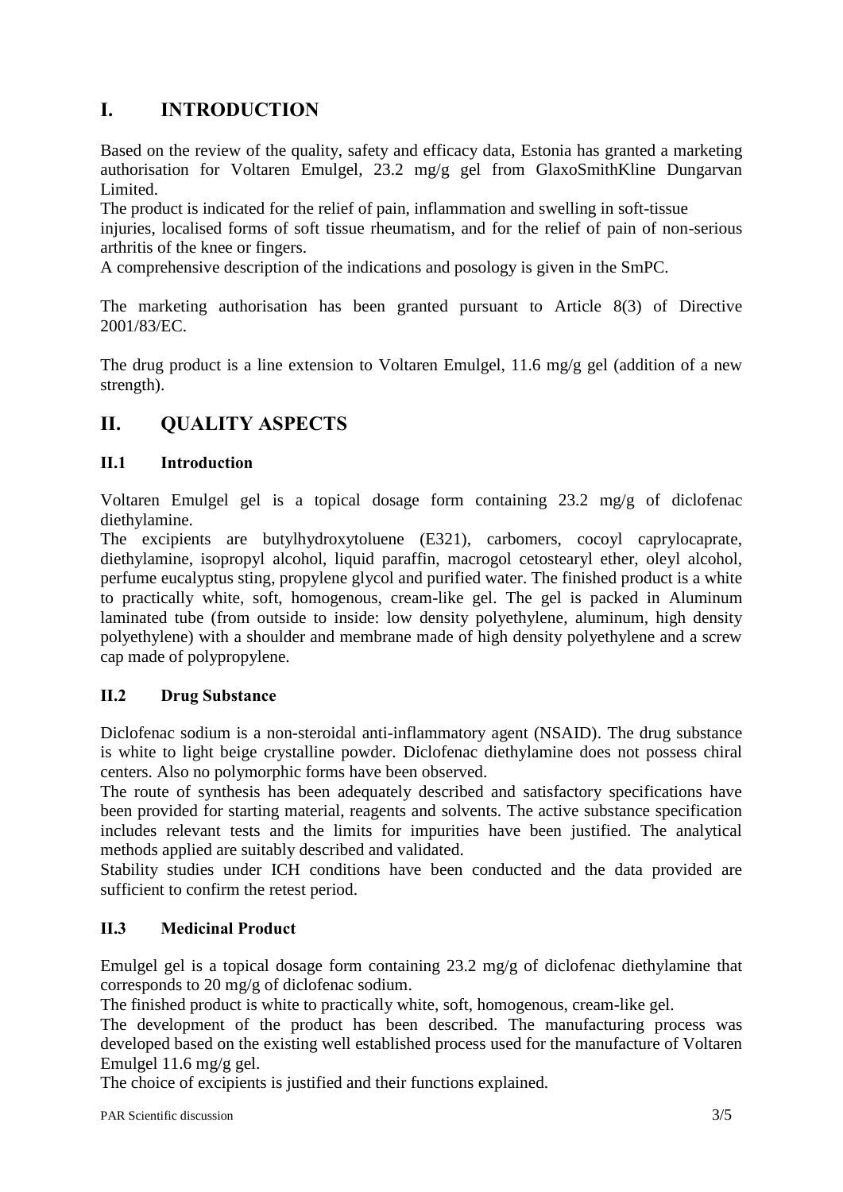# I. INTRODUCTION

Based on the review of the quality, safety and efficacy data, Estonia has granted a marketing authorisation for Voltaren Emulgel, 23.2 mg/g gel from GlaxoSmithKline Dungarvan Limited.

The product is indicated for the relief of pain, inflammation and swelling in soft-tissue injuries, localised forms of soft tissue rheumatism, and for the relief of pain of non-serious arthritis of the knee or fingers.

A comprehensive description of the indications and posology is given in the SmPC.

The marketing authorisation has been granted pursuant to Article 8(3) of Directive 2001/83/EC.

The drug product is a line extension to Voltaren Emulgel, 11.6 mg/g gel (addition of a new strength).

# II. QUALITY ASPECTS

## II.1 Introduction

Voltaren Emulgel gel is a topical dosage form containing 23.2 mg/g of diclofenac diethylamine.

The excipients are butylhydroxytoluene (E321), carbomers, cocoyl caprylocaprate, diethylamine, isopropyl alcohol, liquid paraffin, macrogol cetostearyl ether, oleyl alcohol, perfume eucalyptus sting, propylene glycol and purified water. The finished product is a white to practically white, soft, homogenous, cream-like gel. The gel is packed in Aluminum laminated tube (from outside to inside: low density polyethylene, aluminum, high density polyethylene) with a shoulder and membrane made of high density polyethylene and a screw cap made of polypropylene.

## II.2 Drug Substance

Diclofenac sodium is a non-steroidal anti-inflammatory agent (NSAID). The drug substance is white to light beige crystalline powder. Diclofenac diethylamine does not possess chiral centers. Also no polymorphic forms have been observed.

The route of synthesis has been adequately described and satisfactory specifications have been provided for starting material, reagents and solvents. The active substance specification includes relevant tests and the limits for impurities have been justified. The analytical methods applied are suitably described and validated.

Stability studies under ICH conditions have been conducted and the data provided are sufficient to confirm the retest period.

## II.3 Medicinal Product

Emulgel gel is a topical dosage form containing 23.2 mg/g of diclofenac diethylamine that corresponds to 20 mg/g of diclofenac sodium.

The finished product is white to practically white, soft, homogenous, cream-like gel.

The development of the product has been described. The manufacturing process was developed based on the existing well established process used for the manufacture of Voltaren Emulgel 11.6 mg/g gel.

The choice of excipients is justified and their functions explained.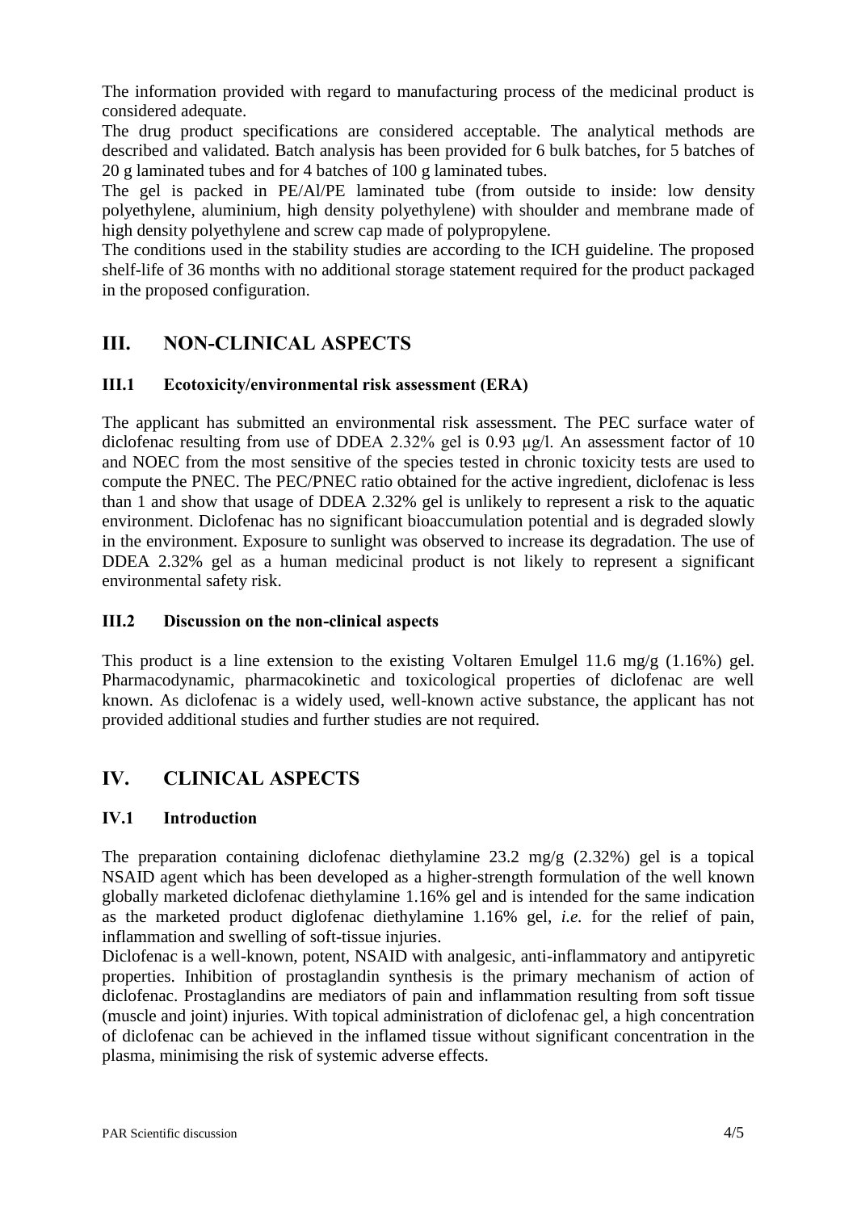The information provided with regard to manufacturing process of the medicinal product is considered adequate.

The drug product specifications are considered acceptable. The analytical methods are described and validated. Batch analysis has been provided for 6 bulk batches, for 5 batches of 20 g laminated tubes and for 4 batches of 100 g laminated tubes.

The gel is packed in PE/Al/PE laminated tube (from outside to inside: low density polyethylene, aluminium, high density polyethylene) with shoulder and membrane made of high density polyethylene and screw cap made of polypropylene.

The conditions used in the stability studies are according to the ICH guideline. The proposed shelf-life of 36 months with no additional storage statement required for the product packaged in the proposed configuration.

## III. NON-CLINICAL ASPECTS

### III.1 Ecotoxicity/environmental risk assessment (ERA)

The applicant has submitted an environmental risk assessment. The PEC surface water of diclofenac resulting from use of DDEA 2.32% gel is 0.93 μg/l. An assessment factor of 10 and NOEC from the most sensitive of the species tested in chronic toxicity tests are used to compute the PNEC. The PEC/PNEC ratio obtained for the active ingredient, diclofenac is less than 1 and show that usage of DDEA 2.32% gel is unlikely to represent a risk to the aquatic environment. Diclofenac has no significant bioaccumulation potential and is degraded slowly in the environment. Exposure to sunlight was observed to increase its degradation. The use of DDEA 2.32% gel as a human medicinal product is not likely to represent a significant environmental safety risk.

### III.2 Discussion on the non-clinical aspects

This product is a line extension to the existing Voltaren Emulgel 11.6 mg/g (1.16%) gel. Pharmacodynamic, pharmacokinetic and toxicological properties of diclofenac are well known. As diclofenac is a widely used, well-known active substance, the applicant has not provided additional studies and further studies are not required.

## IV. CLINICAL ASPECTS

### IV.1 Introduction

The preparation containing diclofenac diethylamine 23.2 mg/g (2.32%) gel is a topical NSAID agent which has been developed as a higher-strength formulation of the well known globally marketed diclofenac diethylamine 1.16% gel and is intended for the same indication as the marketed product diglofenac diethylamine 1.16% gel, *i.e.* for the relief of pain, inflammation and swelling of soft-tissue injuries.

Diclofenac is a well-known, potent, NSAID with analgesic, anti-inflammatory and antipyretic properties. Inhibition of prostaglandin synthesis is the primary mechanism of action of diclofenac. Prostaglandins are mediators of pain and inflammation resulting from soft tissue (muscle and joint) injuries. With topical administration of diclofenac gel, a high concentration of diclofenac can be achieved in the inflamed tissue without significant concentration in the plasma, minimising the risk of systemic adverse effects.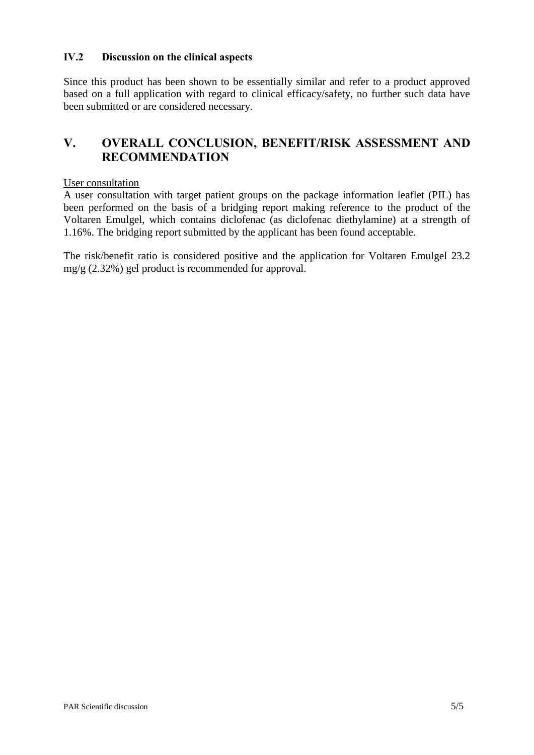### IV.2 Discussion on the clinical aspects

Since this product has been shown to be essentially similar and refer to a product approved based on a full application with regard to clinical efficacy/safety, no further such data have been submitted or are considered necessary.

## V. OVERALL CONCLUSION, BENEFIT/RISK ASSESSMENT AND RECOMMENDATION

User consultation

A user consultation with target patient groups on the package information leaflet (PIL) has been performed on the basis of a bridging report making reference to the product of the Voltaren Emulgel, which contains diclofenac (as diclofenac diethylamine) at a strength of 1.16%. The bridging report submitted by the applicant has been found acceptable.

The risk/benefit ratio is considered positive and the application for Voltaren Emulgel 23.2 mg/g (2.32%) gel product is recommended for approval.